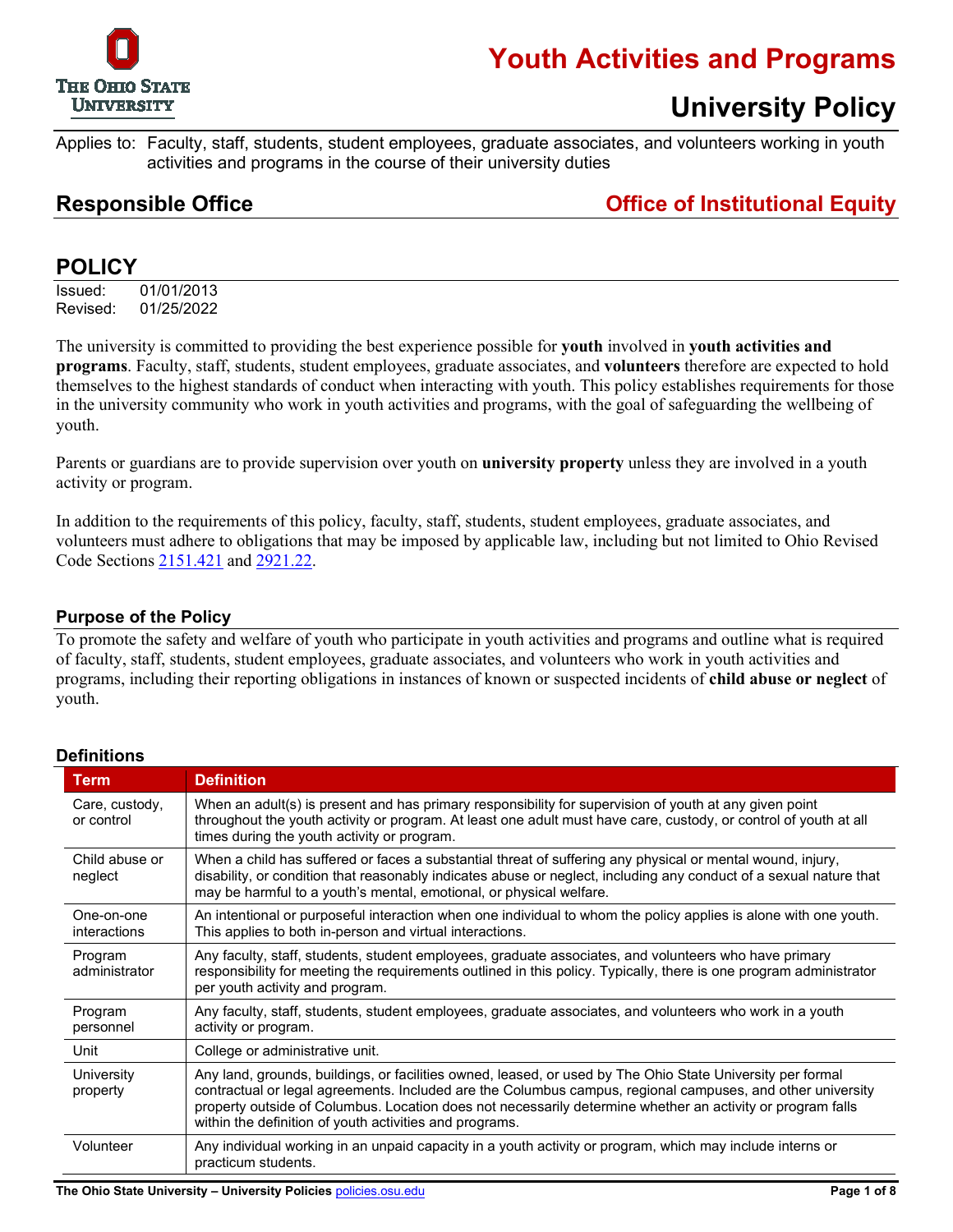# Youth Activities and Programs

# University Policy

Applies to: Faculty, staff, students, student employees, graduate associates, and volunteers working in youth activities and programs in the course of their university duties

## Responsible Office — Office of Institutional Equity

## POLICY

Issued: 01/01/2013
Revised: 01/25/2022

The university is committed to providing the best experience possible for **youth** involved in **youth activities and programs**. Faculty, staff, students, student employees, graduate associates, and **volunteers** therefore are expected to hold themselves to the highest standards of conduct when interacting with youth. This policy establishes requirements for those in the university community who work in youth activities and programs, with the goal of safeguarding the wellbeing of youth.

Parents or guardians are to provide supervision over youth on **university property** unless they are involved in a youth activity or program.

In addition to the requirements of this policy, faculty, staff, students, student employees, graduate associates, and volunteers must adhere to obligations that may be imposed by applicable law, including but not limited to Ohio Revised Code Sections 2151.421 and 2921.22.

### Purpose of the Policy

To promote the safety and welfare of youth who participate in youth activities and programs and outline what is required of faculty, staff, students, student employees, graduate associates, and volunteers who work in youth activities and programs, including their reporting obligations in instances of known or suspected incidents of **child abuse or neglect** of youth.

### Definitions

| Term | Definition |
|---|---|
| Care, custody, or control | When an adult(s) is present and has primary responsibility for supervision of youth at any given point throughout the youth activity or program. At least one adult must have care, custody, or control of youth at all times during the youth activity or program. |
| Child abuse or neglect | When a child has suffered or faces a substantial threat of suffering any physical or mental wound, injury, disability, or condition that reasonably indicates abuse or neglect, including any conduct of a sexual nature that may be harmful to a youth's mental, emotional, or physical welfare. |
| One-on-one interactions | An intentional or purposeful interaction when one individual to whom the policy applies is alone with one youth. This applies to both in-person and virtual interactions. |
| Program administrator | Any faculty, staff, students, student employees, graduate associates, and volunteers who have primary responsibility for meeting the requirements outlined in this policy. Typically, there is one program administrator per youth activity and program. |
| Program personnel | Any faculty, staff, students, student employees, graduate associates, and volunteers who work in a youth activity or program. |
| Unit | College or administrative unit. |
| University property | Any land, grounds, buildings, or facilities owned, leased, or used by The Ohio State University per formal contractual or legal agreements. Included are the Columbus campus, regional campuses, and other university property outside of Columbus. Location does not necessarily determine whether an activity or program falls within the definition of youth activities and programs. |
| Volunteer | Any individual working in an unpaid capacity in a youth activity or program, which may include interns or practicum students. |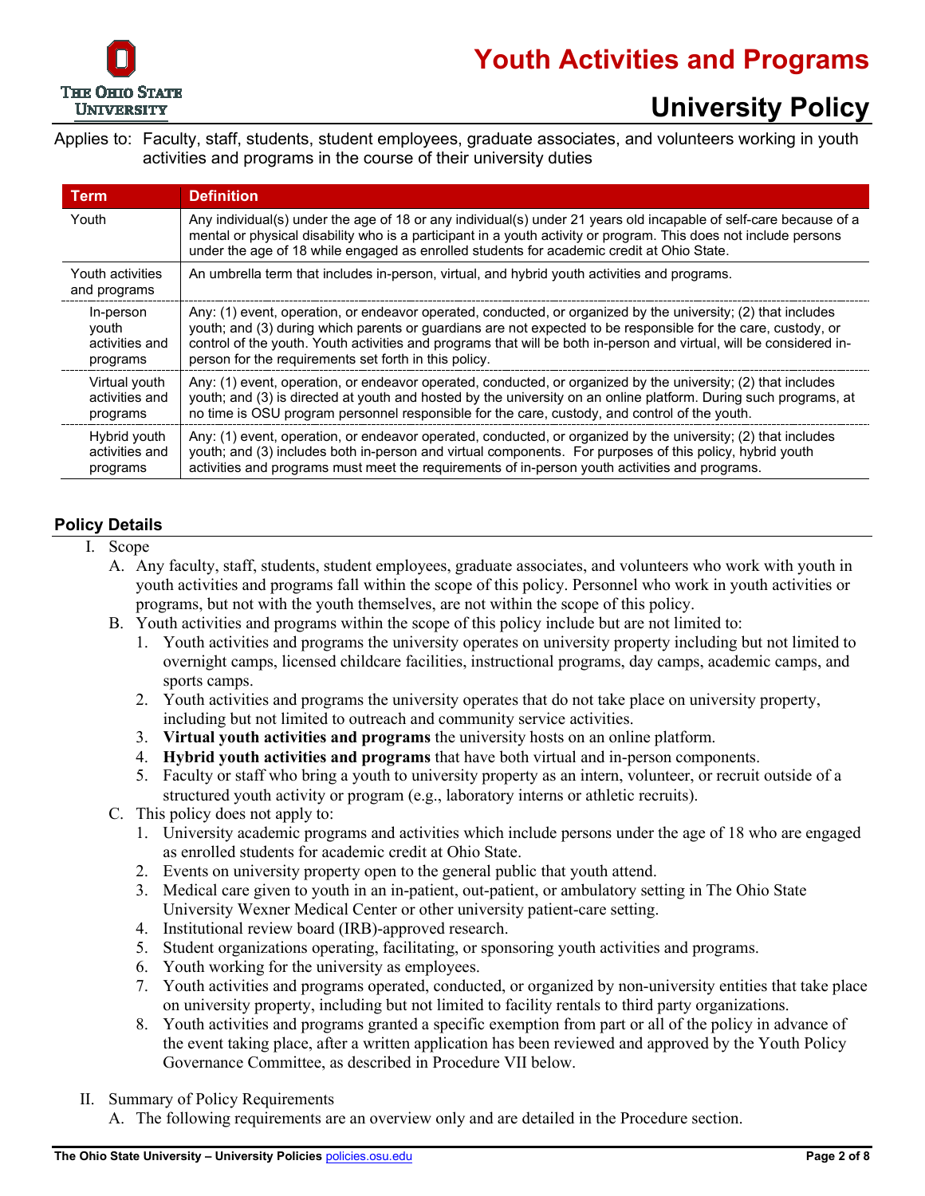# Youth Activities and Programs

## University Policy

Applies to: Faculty, staff, students, student employees, graduate associates, and volunteers working in youth activities and programs in the course of their university duties

| Term | Definition |
|---|---|
| Youth | Any individual(s) under the age of 18 or any individual(s) under 21 years old incapable of self-care because of a mental or physical disability who is a participant in a youth activity or program. This does not include persons under the age of 18 while engaged as enrolled students for academic credit at Ohio State. |
| Youth activities and programs | An umbrella term that includes in-person, virtual, and hybrid youth activities and programs. |
| In-person youth activities and programs | Any: (1) event, operation, or endeavor operated, conducted, or organized by the university; (2) that includes youth; and (3) during which parents or guardians are not expected to be responsible for the care, custody, or control of the youth. Youth activities and programs that will be both in-person and virtual, will be considered in-person for the requirements set forth in this policy. |
| Virtual youth activities and programs | Any: (1) event, operation, or endeavor operated, conducted, or organized by the university; (2) that includes youth; and (3) is directed at youth and hosted by the university on an online platform. During such programs, at no time is OSU program personnel responsible for the care, custody, and control of the youth. |
| Hybrid youth activities and programs | Any: (1) event, operation, or endeavor operated, conducted, or organized by the university; (2) that includes youth; and (3) includes both in-person and virtual components. For purposes of this policy, hybrid youth activities and programs must meet the requirements of in-person youth activities and programs. |

### Policy Details

I. Scope

A. Any faculty, staff, students, student employees, graduate associates, and volunteers who work with youth in youth activities and programs fall within the scope of this policy. Personnel who work in youth activities or programs, but not with the youth themselves, are not within the scope of this policy.

B. Youth activities and programs within the scope of this policy include but are not limited to:

1. Youth activities and programs the university operates on university property including but not limited to overnight camps, licensed childcare facilities, instructional programs, day camps, academic camps, and sports camps.
2. Youth activities and programs the university operates that do not take place on university property, including but not limited to outreach and community service activities.
3. **Virtual youth activities and programs** the university hosts on an online platform.
4. **Hybrid youth activities and programs** that have both virtual and in-person components.
5. Faculty or staff who bring a youth to university property as an intern, volunteer, or recruit outside of a structured youth activity or program (e.g., laboratory interns or athletic recruits).

C. This policy does not apply to:

1. University academic programs and activities which include persons under the age of 18 who are engaged as enrolled students for academic credit at Ohio State.
2. Events on university property open to the general public that youth attend.
3. Medical care given to youth in an in-patient, out-patient, or ambulatory setting in The Ohio State University Wexner Medical Center or other university patient-care setting.
4. Institutional review board (IRB)-approved research.
5. Student organizations operating, facilitating, or sponsoring youth activities and programs.
6. Youth working for the university as employees.
7. Youth activities and programs operated, conducted, or organized by non-university entities that take place on university property, including but not limited to facility rentals to third party organizations.
8. Youth activities and programs granted a specific exemption from part or all of the policy in advance of the event taking place, after a written application has been reviewed and approved by the Youth Policy Governance Committee, as described in Procedure VII below.

II. Summary of Policy Requirements

A. The following requirements are an overview only and are detailed in the Procedure section.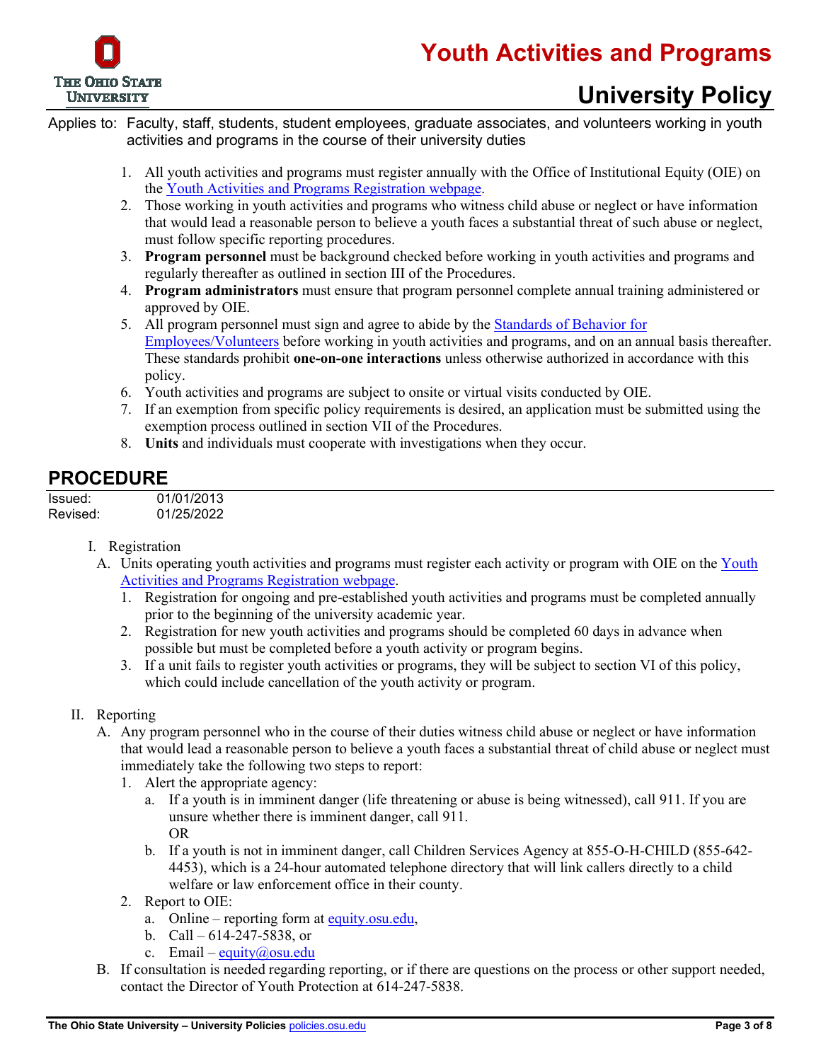Applies to: Faculty, staff, students, student employees, graduate associates, and volunteers working in youth activities and programs in the course of their university duties

1. All youth activities and programs must register annually with the Office of Institutional Equity (OIE) on the Youth Activities and Programs Registration webpage.
2. Those working in youth activities and programs who witness child abuse or neglect or have information that would lead a reasonable person to believe a youth faces a substantial threat of such abuse or neglect, must follow specific reporting procedures.
3. **Program personnel** must be background checked before working in youth activities and programs and regularly thereafter as outlined in section III of the Procedures.
4. **Program administrators** must ensure that program personnel complete annual training administered or approved by OIE.
5. All program personnel must sign and agree to abide by the Standards of Behavior for Employees/Volunteers before working in youth activities and programs, and on an annual basis thereafter. These standards prohibit **one-on-one interactions** unless otherwise authorized in accordance with this policy.
6. Youth activities and programs are subject to onsite or virtual visits conducted by OIE.
7. If an exemption from specific policy requirements is desired, an application must be submitted using the exemption process outlined in section VII of the Procedures.
8. **Units** and individuals must cooperate with investigations when they occur.

## PROCEDURE

Issued: 01/01/2013
Revised: 01/25/2022

I. Registration
   A. Units operating youth activities and programs must register each activity or program with OIE on the Youth Activities and Programs Registration webpage.
      1. Registration for ongoing and pre-established youth activities and programs must be completed annually prior to the beginning of the university academic year.
      2. Registration for new youth activities and programs should be completed 60 days in advance when possible but must be completed before a youth activity or program begins.
      3. If a unit fails to register youth activities or programs, they will be subject to section VI of this policy, which could include cancellation of the youth activity or program.

II. Reporting
   A. Any program personnel who in the course of their duties witness child abuse or neglect or have information that would lead a reasonable person to believe a youth faces a substantial threat of child abuse or neglect must immediately take the following two steps to report:
      1. Alert the appropriate agency:
         a. If a youth is in imminent danger (life threatening or abuse is being witnessed), call 911. If you are unsure whether there is imminent danger, call 911.
            OR
         b. If a youth is not in imminent danger, call Children Services Agency at 855-O-H-CHILD (855-642-4453), which is a 24-hour automated telephone directory that will link callers directly to a child welfare or law enforcement office in their county.
      2. Report to OIE:
         a. Online – reporting form at equity.osu.edu,
         b. Call – 614-247-5838, or
         c. Email – equity@osu.edu
   B. If consultation is needed regarding reporting, or if there are questions on the process or other support needed, contact the Director of Youth Protection at 614-247-5838.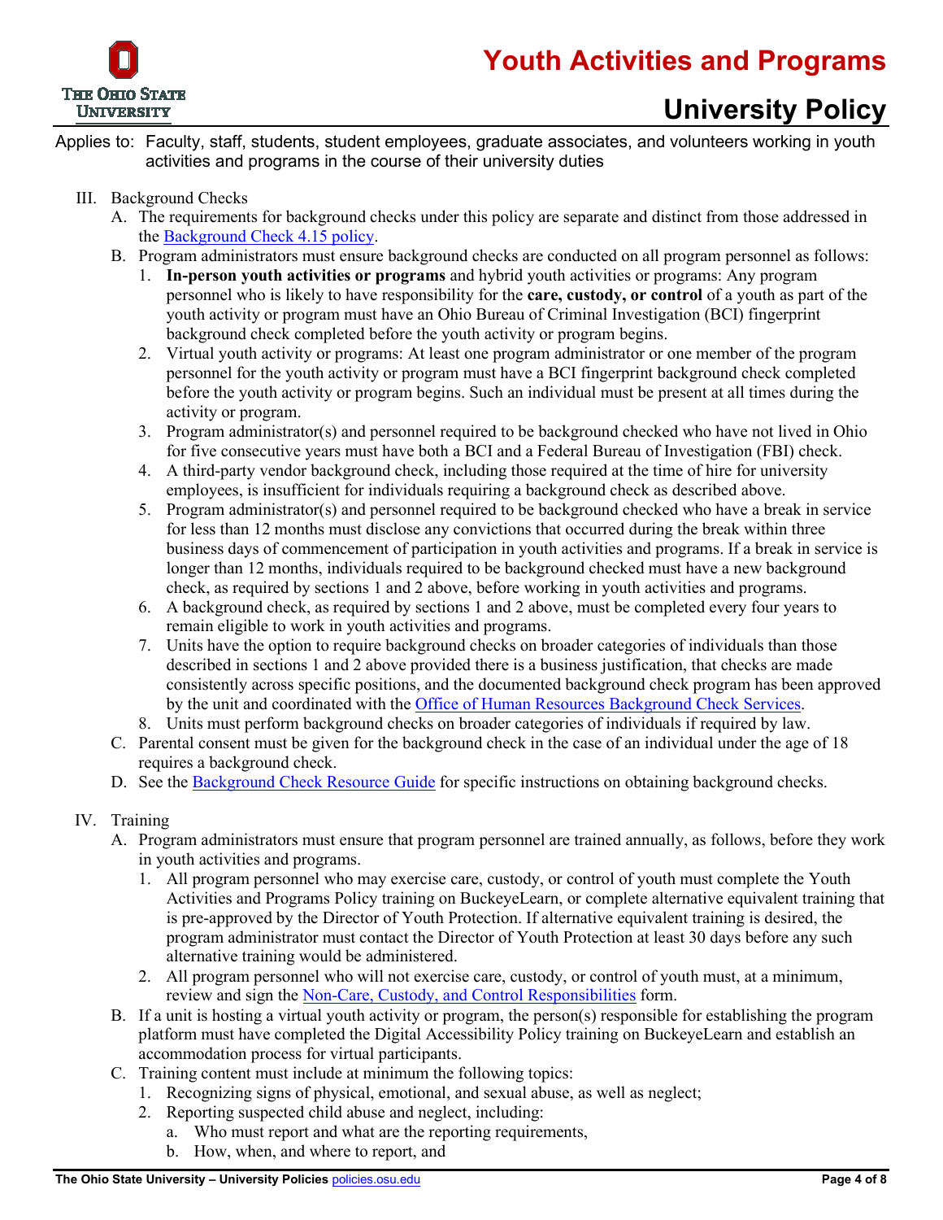Applies to: Faculty, staff, students, student employees, graduate associates, and volunteers working in youth activities and programs in the course of their university duties

III. Background Checks
   A. The requirements for background checks under this policy are separate and distinct from those addressed in the [Background Check 4.15 policy](#).
   B. Program administrators must ensure background checks are conducted on all program personnel as follows:
      1. **In-person youth activities or programs** and hybrid youth activities or programs: Any program personnel who is likely to have responsibility for the **care, custody, or control** of a youth as part of the youth activity or program must have an Ohio Bureau of Criminal Investigation (BCI) fingerprint background check completed before the youth activity or program begins.
      2. Virtual youth activity or programs: At least one program administrator or one member of the program personnel for the youth activity or program must have a BCI fingerprint background check completed before the youth activity or program begins. Such an individual must be present at all times during the activity or program.
      3. Program administrator(s) and personnel required to be background checked who have not lived in Ohio for five consecutive years must have both a BCI and a Federal Bureau of Investigation (FBI) check.
      4. A third-party vendor background check, including those required at the time of hire for university employees, is insufficient for individuals requiring a background check as described above.
      5. Program administrator(s) and personnel required to be background checked who have a break in service for less than 12 months must disclose any convictions that occurred during the break within three business days of commencement of participation in youth activities and programs. If a break in service is longer than 12 months, individuals required to be background checked must have a new background check, as required by sections 1 and 2 above, before working in youth activities and programs.
      6. A background check, as required by sections 1 and 2 above, must be completed every four years to remain eligible to work in youth activities and programs.
      7. Units have the option to require background checks on broader categories of individuals than those described in sections 1 and 2 above provided there is a business justification, that checks are made consistently across specific positions, and the documented background check program has been approved by the unit and coordinated with the [Office of Human Resources Background Check Services](#).
      8. Units must perform background checks on broader categories of individuals if required by law.
   C. Parental consent must be given for the background check in the case of an individual under the age of 18 requires a background check.
   D. See the [Background Check Resource Guide](#) for specific instructions on obtaining background checks.

IV. Training
   A. Program administrators must ensure that program personnel are trained annually, as follows, before they work in youth activities and programs.
      1. All program personnel who may exercise care, custody, or control of youth must complete the Youth Activities and Programs Policy training on BuckeyeLearn, or complete alternative equivalent training that is pre-approved by the Director of Youth Protection. If alternative equivalent training is desired, the program administrator must contact the Director of Youth Protection at least 30 days before any such alternative training would be administered.
      2. All program personnel who will not exercise care, custody, or control of youth must, at a minimum, review and sign the [Non-Care, Custody, and Control Responsibilities](#) form.
   B. If a unit is hosting a virtual youth activity or program, the person(s) responsible for establishing the program platform must have completed the Digital Accessibility Policy training on BuckeyeLearn and establish an accommodation process for virtual participants.
   C. Training content must include at minimum the following topics:
      1. Recognizing signs of physical, emotional, and sexual abuse, as well as neglect;
      2. Reporting suspected child abuse and neglect, including:
         a. Who must report and what are the reporting requirements,
         b. How, when, and where to report, and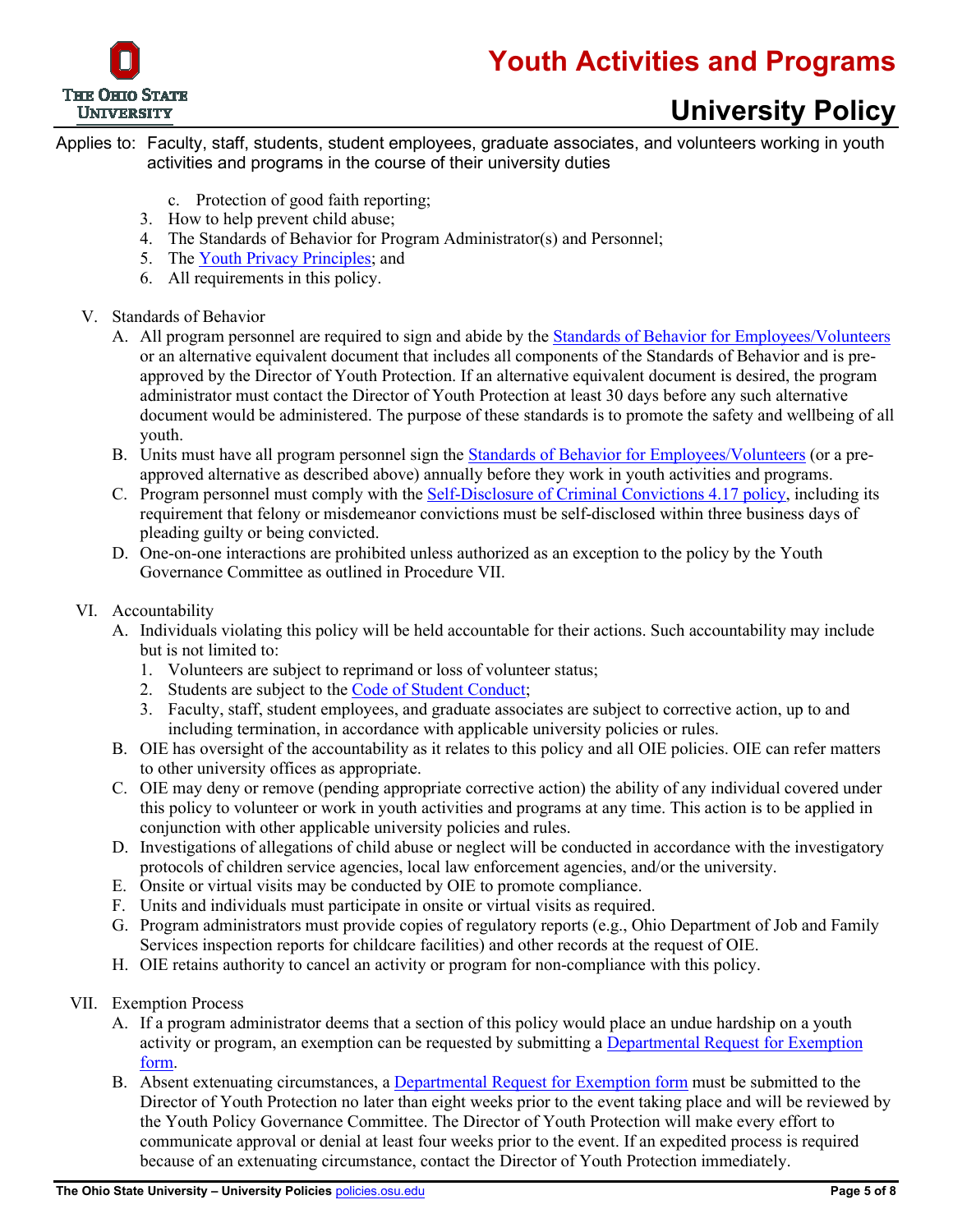Applies to: Faculty, staff, students, student employees, graduate associates, and volunteers working in youth activities and programs in the course of their university duties

      c. Protection of good faith reporting;
   3. How to help prevent child abuse;
   4. The Standards of Behavior for Program Administrator(s) and Personnel;
   5. The Youth Privacy Principles; and
   6. All requirements in this policy.

V. Standards of Behavior

   A. All program personnel are required to sign and abide by the Standards of Behavior for Employees/Volunteers or an alternative equivalent document that includes all components of the Standards of Behavior and is pre-approved by the Director of Youth Protection. If an alternative equivalent document is desired, the program administrator must contact the Director of Youth Protection at least 30 days before any such alternative document would be administered. The purpose of these standards is to promote the safety and wellbeing of all youth.
   B. Units must have all program personnel sign the Standards of Behavior for Employees/Volunteers (or a pre-approved alternative as described above) annually before they work in youth activities and programs.
   C. Program personnel must comply with the Self-Disclosure of Criminal Convictions 4.17 policy, including its requirement that felony or misdemeanor convictions must be self-disclosed within three business days of pleading guilty or being convicted.
   D. One-on-one interactions are prohibited unless authorized as an exception to the policy by the Youth Governance Committee as outlined in Procedure VII.

VI. Accountability

   A. Individuals violating this policy will be held accountable for their actions. Such accountability may include but is not limited to:
      1. Volunteers are subject to reprimand or loss of volunteer status;
      2. Students are subject to the Code of Student Conduct;
      3. Faculty, staff, student employees, and graduate associates are subject to corrective action, up to and including termination, in accordance with applicable university policies or rules.
   B. OIE has oversight of the accountability as it relates to this policy and all OIE policies. OIE can refer matters to other university offices as appropriate.
   C. OIE may deny or remove (pending appropriate corrective action) the ability of any individual covered under this policy to volunteer or work in youth activities and programs at any time. This action is to be applied in conjunction with other applicable university policies and rules.
   D. Investigations of allegations of child abuse or neglect will be conducted in accordance with the investigatory protocols of children service agencies, local law enforcement agencies, and/or the university.
   E. Onsite or virtual visits may be conducted by OIE to promote compliance.
   F. Units and individuals must participate in onsite or virtual visits as required.
   G. Program administrators must provide copies of regulatory reports (e.g., Ohio Department of Job and Family Services inspection reports for childcare facilities) and other records at the request of OIE.
   H. OIE retains authority to cancel an activity or program for non-compliance with this policy.

VII. Exemption Process

   A. If a program administrator deems that a section of this policy would place an undue hardship on a youth activity or program, an exemption can be requested by submitting a Departmental Request for Exemption form.
   B. Absent extenuating circumstances, a Departmental Request for Exemption form must be submitted to the Director of Youth Protection no later than eight weeks prior to the event taking place and will be reviewed by the Youth Policy Governance Committee. The Director of Youth Protection will make every effort to communicate approval or denial at least four weeks prior to the event. If an expedited process is required because of an extenuating circumstance, contact the Director of Youth Protection immediately.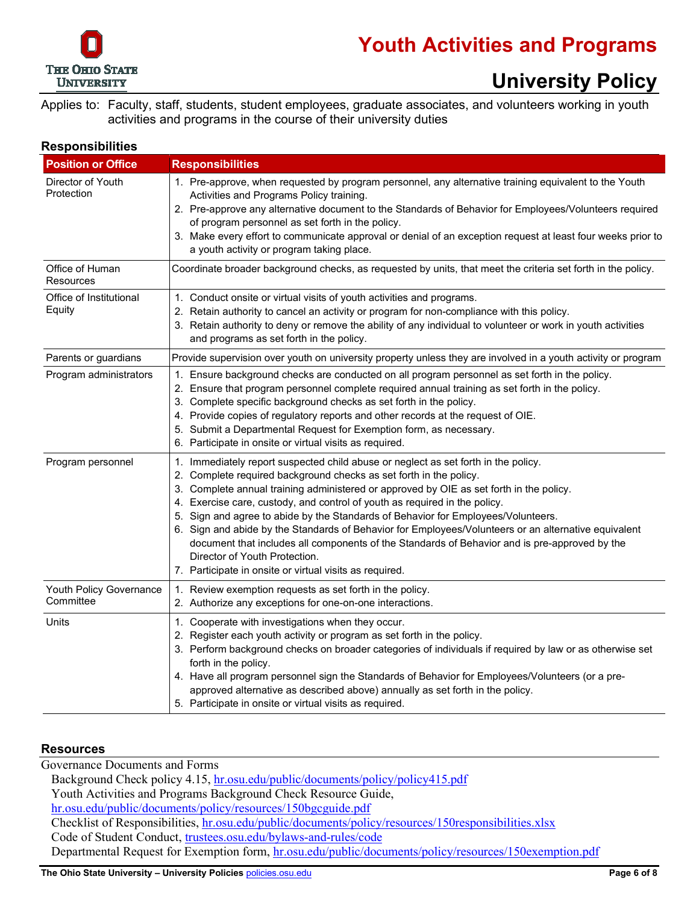# Youth Activities and Programs

## University Policy

Applies to: Faculty, staff, students, student employees, graduate associates, and volunteers working in youth activities and programs in the course of their university duties

### Responsibilities

| Position or Office | Responsibilities |
|---|---|
| Director of Youth Protection | 1. Pre-approve, when requested by program personnel, any alternative training equivalent to the Youth Activities and Programs Policy training.<br>2. Pre-approve any alternative document to the Standards of Behavior for Employees/Volunteers required of program personnel as set forth in the policy.<br>3. Make every effort to communicate approval or denial of an exception request at least four weeks prior to a youth activity or program taking place. |
| Office of Human Resources | Coordinate broader background checks, as requested by units, that meet the criteria set forth in the policy. |
| Office of Institutional Equity | 1. Conduct onsite or virtual visits of youth activities and programs.<br>2. Retain authority to cancel an activity or program for non-compliance with this policy.<br>3. Retain authority to deny or remove the ability of any individual to volunteer or work in youth activities and programs as set forth in the policy. |
| Parents or guardians | Provide supervision over youth on university property unless they are involved in a youth activity or program |
| Program administrators | 1. Ensure background checks are conducted on all program personnel as set forth in the policy.<br>2. Ensure that program personnel complete required annual training as set forth in the policy.<br>3. Complete specific background checks as set forth in the policy.<br>4. Provide copies of regulatory reports and other records at the request of OIE.<br>5. Submit a Departmental Request for Exemption form, as necessary.<br>6. Participate in onsite or virtual visits as required. |
| Program personnel | 1. Immediately report suspected child abuse or neglect as set forth in the policy.<br>2. Complete required background checks as set forth in the policy.<br>3. Complete annual training administered or approved by OIE as set forth in the policy.<br>4. Exercise care, custody, and control of youth as required in the policy.<br>5. Sign and agree to abide by the Standards of Behavior for Employees/Volunteers.<br>6. Sign and abide by the Standards of Behavior for Employees/Volunteers or an alternative equivalent document that includes all components of the Standards of Behavior and is pre-approved by the Director of Youth Protection.<br>7. Participate in onsite or virtual visits as required. |
| Youth Policy Governance Committee | 1. Review exemption requests as set forth in the policy.<br>2. Authorize any exceptions for one-on-one interactions. |
| Units | 1. Cooperate with investigations when they occur.<br>2. Register each youth activity or program as set forth in the policy.<br>3. Perform background checks on broader categories of individuals if required by law or as otherwise set forth in the policy.<br>4. Have all program personnel sign the Standards of Behavior for Employees/Volunteers (or a pre-approved alternative as described above) annually as set forth in the policy.<br>5. Participate in onsite or virtual visits as required. |

### Resources

Governance Documents and Forms

- Background Check policy 4.15, [hr.osu.edu/public/documents/policy/policy415.pdf](hr.osu.edu/public/documents/policy/policy415.pdf)
- Youth Activities and Programs Background Check Resource Guide, [hr.osu.edu/public/documents/policy/resources/150bgcguide.pdf](hr.osu.edu/public/documents/policy/resources/150bgcguide.pdf)
- Checklist of Responsibilities, [hr.osu.edu/public/documents/policy/resources/150responsibilities.xlsx](hr.osu.edu/public/documents/policy/resources/150responsibilities.xlsx)
- Code of Student Conduct, [trustees.osu.edu/bylaws-and-rules/code](trustees.osu.edu/bylaws-and-rules/code)
- Departmental Request for Exemption form, [hr.osu.edu/public/documents/policy/resources/150exemption.pdf](hr.osu.edu/public/documents/policy/resources/150exemption.pdf)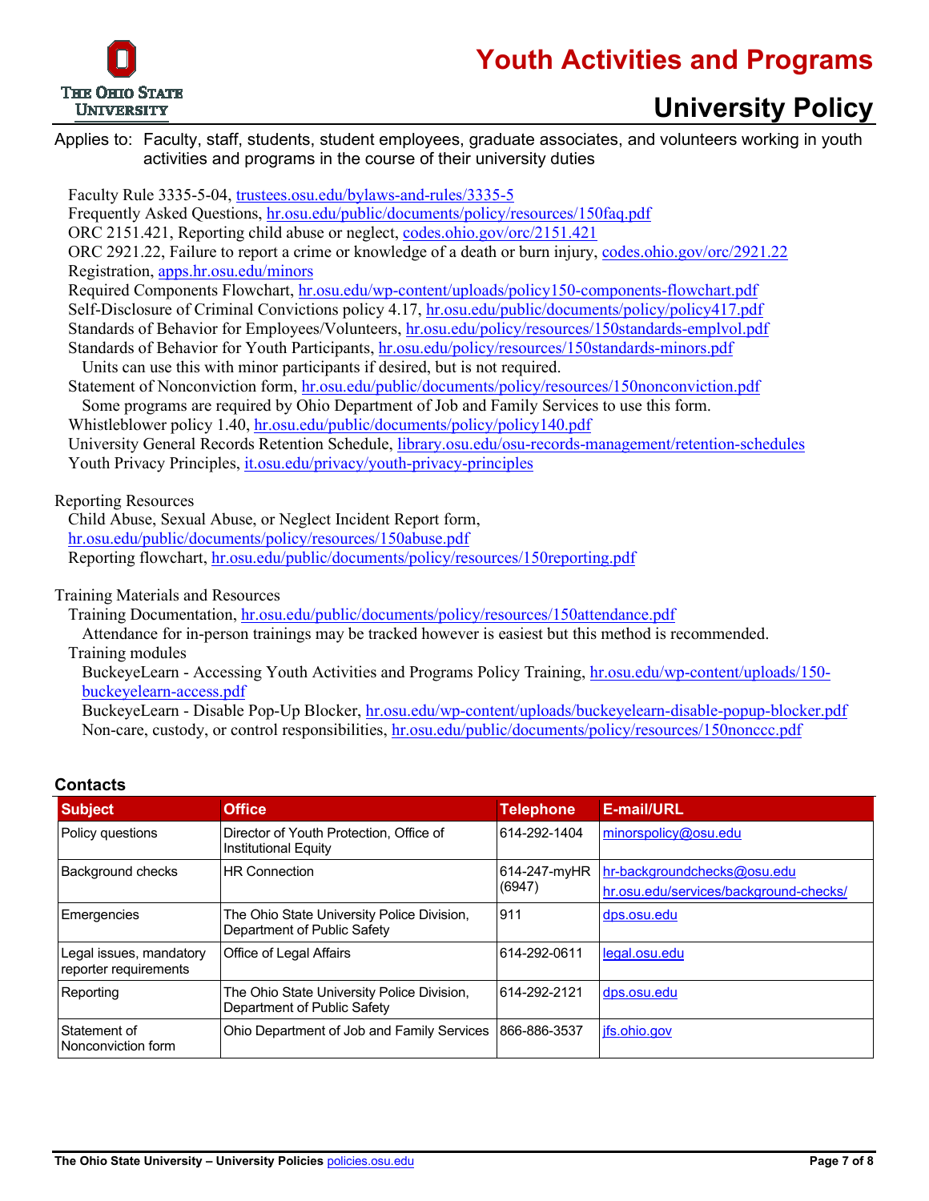Applies to: Faculty, staff, students, student employees, graduate associates, and volunteers working in youth activities and programs in the course of their university duties

- Faculty Rule 3335-5-04, trustees.osu.edu/bylaws-and-rules/3335-5
- Frequently Asked Questions, hr.osu.edu/public/documents/policy/resources/150faq.pdf
- ORC 2151.421, Reporting child abuse or neglect, codes.ohio.gov/orc/2151.421
- ORC 2921.22, Failure to report a crime or knowledge of a death or burn injury, codes.ohio.gov/orc/2921.22
- Registration, apps.hr.osu.edu/minors
- Required Components Flowchart, hr.osu.edu/wp-content/uploads/policy150-components-flowchart.pdf
- Self-Disclosure of Criminal Convictions policy 4.17, hr.osu.edu/public/documents/policy/policy417.pdf
- Standards of Behavior for Employees/Volunteers, hr.osu.edu/policy/resources/150standards-emplvol.pdf
- Standards of Behavior for Youth Participants, hr.osu.edu/policy/resources/150standards-minors.pdf
  - Units can use this with minor participants if desired, but is not required.
- Statement of Nonconviction form, hr.osu.edu/public/documents/policy/resources/150nonconviction.pdf
  - Some programs are required by Ohio Department of Job and Family Services to use this form.
- Whistleblower policy 1.40, hr.osu.edu/public/documents/policy/policy140.pdf
- University General Records Retention Schedule, library.osu.edu/osu-records-management/retention-schedules
- Youth Privacy Principles, it.osu.edu/privacy/youth-privacy-principles

Reporting Resources

- Child Abuse, Sexual Abuse, or Neglect Incident Report form, hr.osu.edu/public/documents/policy/resources/150abuse.pdf
- Reporting flowchart, hr.osu.edu/public/documents/policy/resources/150reporting.pdf

Training Materials and Resources

- Training Documentation, hr.osu.edu/public/documents/policy/resources/150attendance.pdf
  - Attendance for in-person trainings may be tracked however is easiest but this method is recommended.
- Training modules
  - BuckeyeLearn - Accessing Youth Activities and Programs Policy Training, hr.osu.edu/wp-content/uploads/150-buckeyelearn-access.pdf
  - BuckeyeLearn - Disable Pop-Up Blocker, hr.osu.edu/wp-content/uploads/buckeyelearn-disable-popup-blocker.pdf
  - Non-care, custody, or control responsibilities, hr.osu.edu/public/documents/policy/resources/150nonccc.pdf

## Contacts

| Subject | Office | Telephone | E-mail/URL |
|---|---|---|---|
| Policy questions | Director of Youth Protection, Office of Institutional Equity | 614-292-1404 | minorspolicy@osu.edu |
| Background checks | HR Connection | 614-247-myHR (6947) | hr-backgroundchecks@osu.edu<br>hr.osu.edu/services/background-checks/ |
| Emergencies | The Ohio State University Police Division, Department of Public Safety | 911 | dps.osu.edu |
| Legal issues, mandatory reporter requirements | Office of Legal Affairs | 614-292-0611 | legal.osu.edu |
| Reporting | The Ohio State University Police Division, Department of Public Safety | 614-292-2121 | dps.osu.edu |
| Statement of Nonconviction form | Ohio Department of Job and Family Services | 866-886-3537 | jfs.ohio.gov |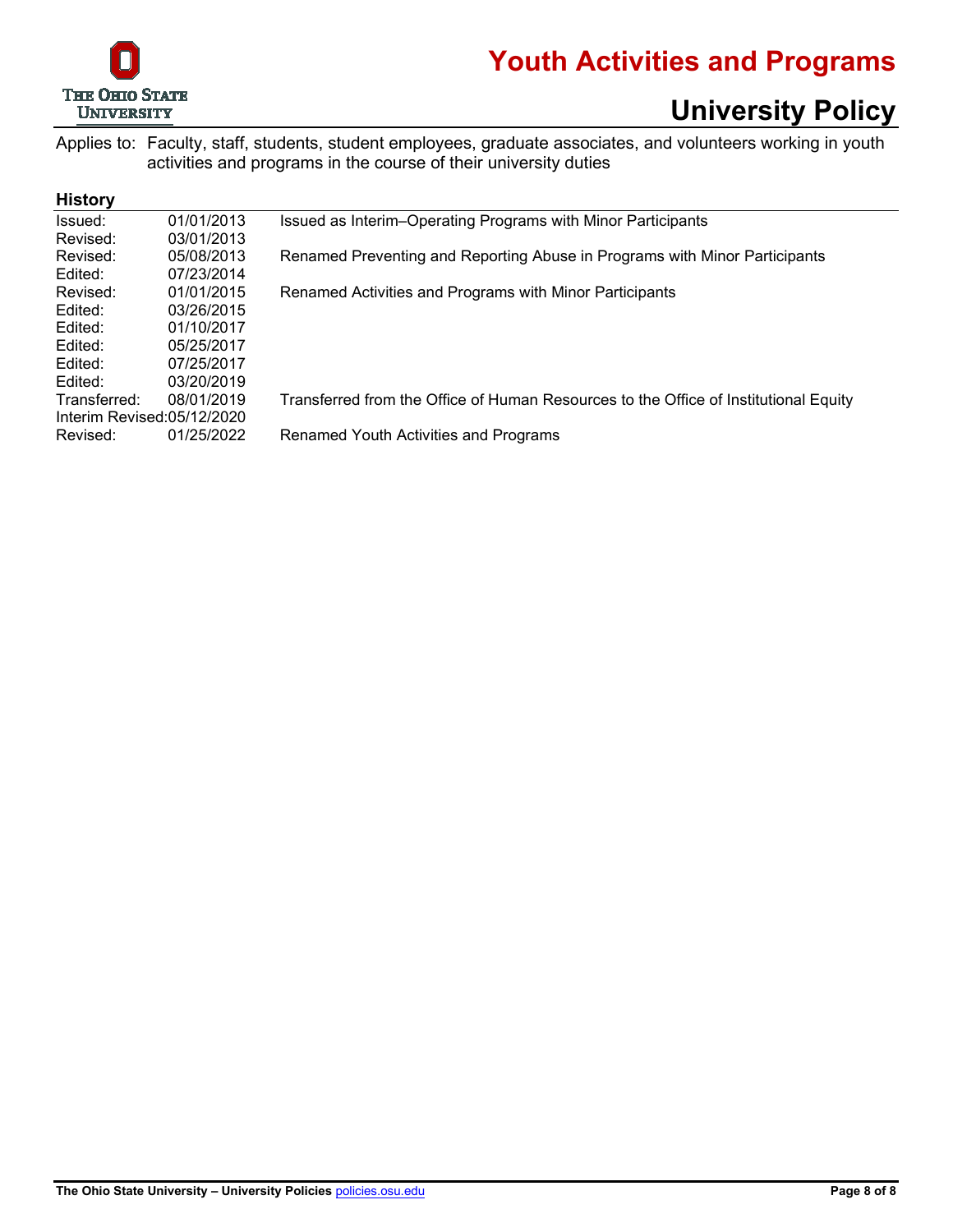# Youth Activities and Programs

# University Policy

Applies to: Faculty, staff, students, student employees, graduate associates, and volunteers working in youth activities and programs in the course of their university duties

## History

| | | |
|---|---|---|
| Issued: | 01/01/2013 | Issued as Interim–Operating Programs with Minor Participants |
| Revised: | 03/01/2013 | |
| Revised: | 05/08/2013 | Renamed Preventing and Reporting Abuse in Programs with Minor Participants |
| Edited: | 07/23/2014 | |
| Revised: | 01/01/2015 | Renamed Activities and Programs with Minor Participants |
| Edited: | 03/26/2015 | |
| Edited: | 01/10/2017 | |
| Edited: | 05/25/2017 | |
| Edited: | 07/25/2017 | |
| Edited: | 03/20/2019 | |
| Transferred: | 08/01/2019 | Transferred from the Office of Human Resources to the Office of Institutional Equity |
| Interim Revised: | 05/12/2020 | |
| Revised: | 01/25/2022 | Renamed Youth Activities and Programs |